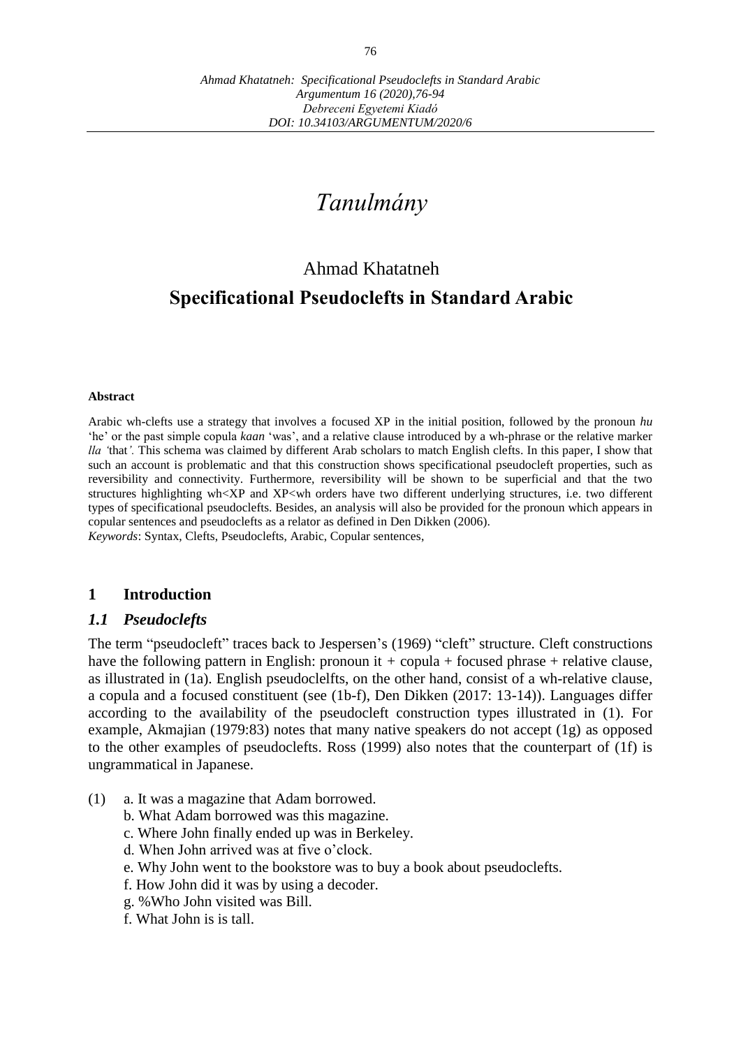# *Tanulmány*

## Ahmad Khatatneh

## Specificational Pseudoclefts in Standard Arabic

#### Abstract

Arabic wh-clefts use a strategy that involves a focused XP in the initial position, followed by the pronoun *hu* 'he' or the past simple copula *kaan* 'was', and a relative clause introduced by a wh-phrase or the relative marker *lla 'that'*. This schema was claimed by different Arab scholars to match English clefts. In this paper, I show that such an account is problematic and that this construction shows specificational pseudocleft properties, such as reversibility and connectivity. Furthermore, reversibility will be shown to be superficial and that the two structures highlighting wh<XP and XP<wh orders have two different underlying structures, i.e. two different types of specificational pseudoclefts. Besides, an analysis will also be provided for the pronoun which appears in copular sentences and pseudoclefts as a relator as defined in Den Dikken (2006).

*Keywords*: Syntax, Clefts, Pseudoclefts, Arabic, Copular sentences,

## 1 Introduction

### *1.1 Pseudoclefts*

The term "pseudocleft" traces back to Jespersen's (1969) "cleft" structure. Cleft constructions have the following pattern in English: pronoun it + copula + focused phrase + relative clause, as illustrated in (1a). English pseudoclelfts, on the other hand, consist of a wh-relative clause, a copula and a focused constituent (see (1b-f), Den Dikken (2017: 13-14)). Languages differ according to the availability of the pseudocleft construction types illustrated in (1). For example, Akmajian (1979:83) notes that many native speakers do not accept (1g) as opposed to the other examples of pseudoclefts. Ross (1999) also notes that the counterpart of (1f) is ungrammatical in Japanese.

(1) a. It was a magazine that Adam borrowed.  
b. What Adam borrowed was this magazine.  
c. Where John finally ended up was in Berkeley.  
d. When John arrived was at five o'clock.  
e. Why John went to the bookstore was to buy a book about pseudoclefts.  
f. How John did it was by using a decoder.  
g. %Who John visited was Bill.  
f. What John is is tall.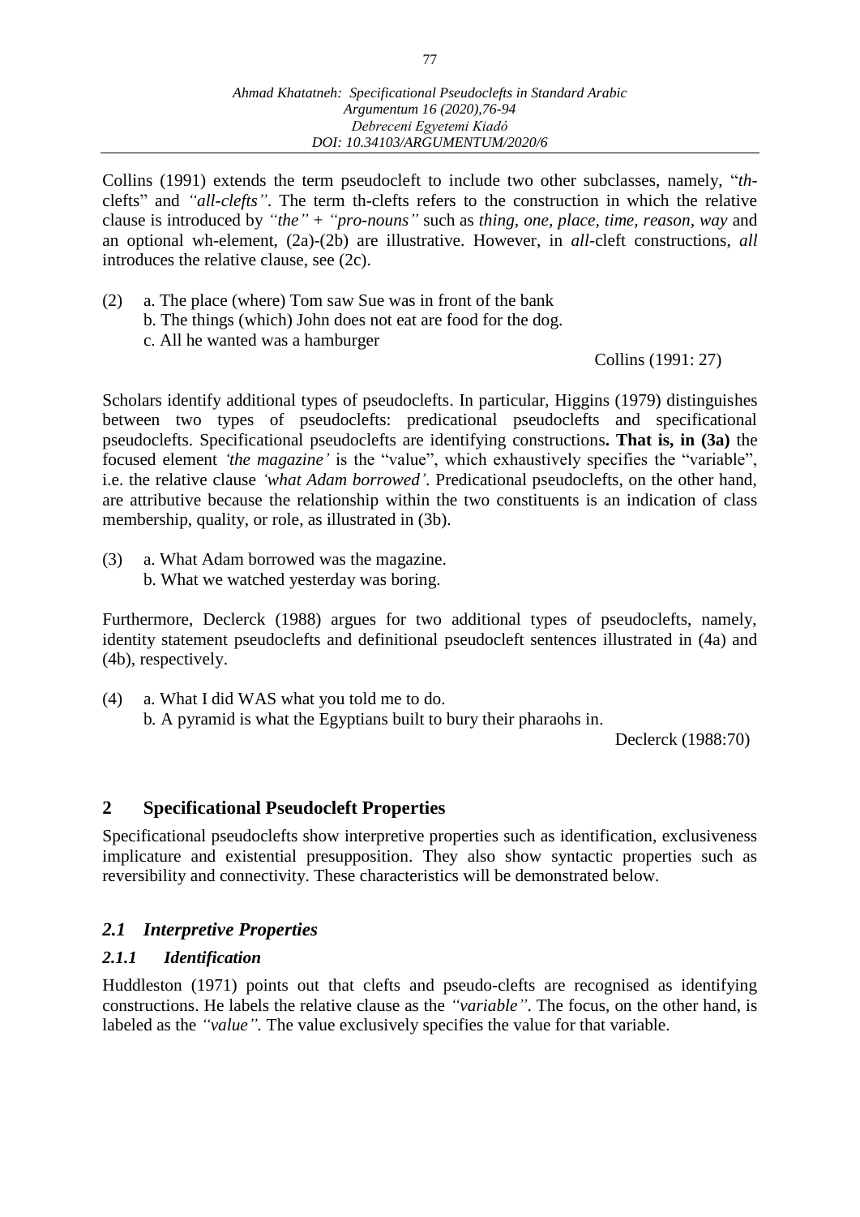Collins (1991) extends the term pseudocleft to include two other subclasses, namely, "*th*-clefts" and *"all-clefts"*. The term th-clefts refers to the construction in which the relative clause is introduced by *"the"* + *"pro-nouns"* such as *thing, one, place, time, reason, way* and an optional wh-element, (2a)-(2b) are illustrative. However, in *all*-cleft constructions, *all* introduces the relative clause, see (2c).

(2) a. The place (where) Tom saw Sue was in front of the bank
    b. The things (which) John does not eat are food for the dog.
    c. All he wanted was a hamburger

Collins (1991: 27)

Scholars identify additional types of pseudoclefts. In particular, Higgins (1979) distinguishes between two types of pseudoclefts: predicational pseudoclefts and specificational pseudoclefts. Specificational pseudoclefts are identifying constructions**. That is, in (3a)** the focused element *'the magazine'* is the "value", which exhaustively specifies the "variable", i.e. the relative clause *'what Adam borrowed'*. Predicational pseudoclefts, on the other hand, are attributive because the relationship within the two constituents is an indication of class membership, quality, or role, as illustrated in (3b).

(3) a. What Adam borrowed was the magazine.
    b. What we watched yesterday was boring.

Furthermore, Declerck (1988) argues for two additional types of pseudoclefts, namely, identity statement pseudoclefts and definitional pseudocleft sentences illustrated in (4a) and (4b), respectively.

(4) a. What I did WAS what you told me to do.
    b. A pyramid is what the Egyptians built to bury their pharaohs in.

Declerck (1988:70)

## 2 Specificational Pseudocleft Properties

Specificational pseudoclefts show interpretive properties such as identification, exclusiveness implicature and existential presupposition. They also show syntactic properties such as reversibility and connectivity. These characteristics will be demonstrated below.

### *2.1 Interpretive Properties*

#### *2.1.1 Identification*

Huddleston (1971) points out that clefts and pseudo-clefts are recognised as identifying constructions. He labels the relative clause as the *"variable"*. The focus, on the other hand, is labeled as the *"value"*. The value exclusively specifies the value for that variable.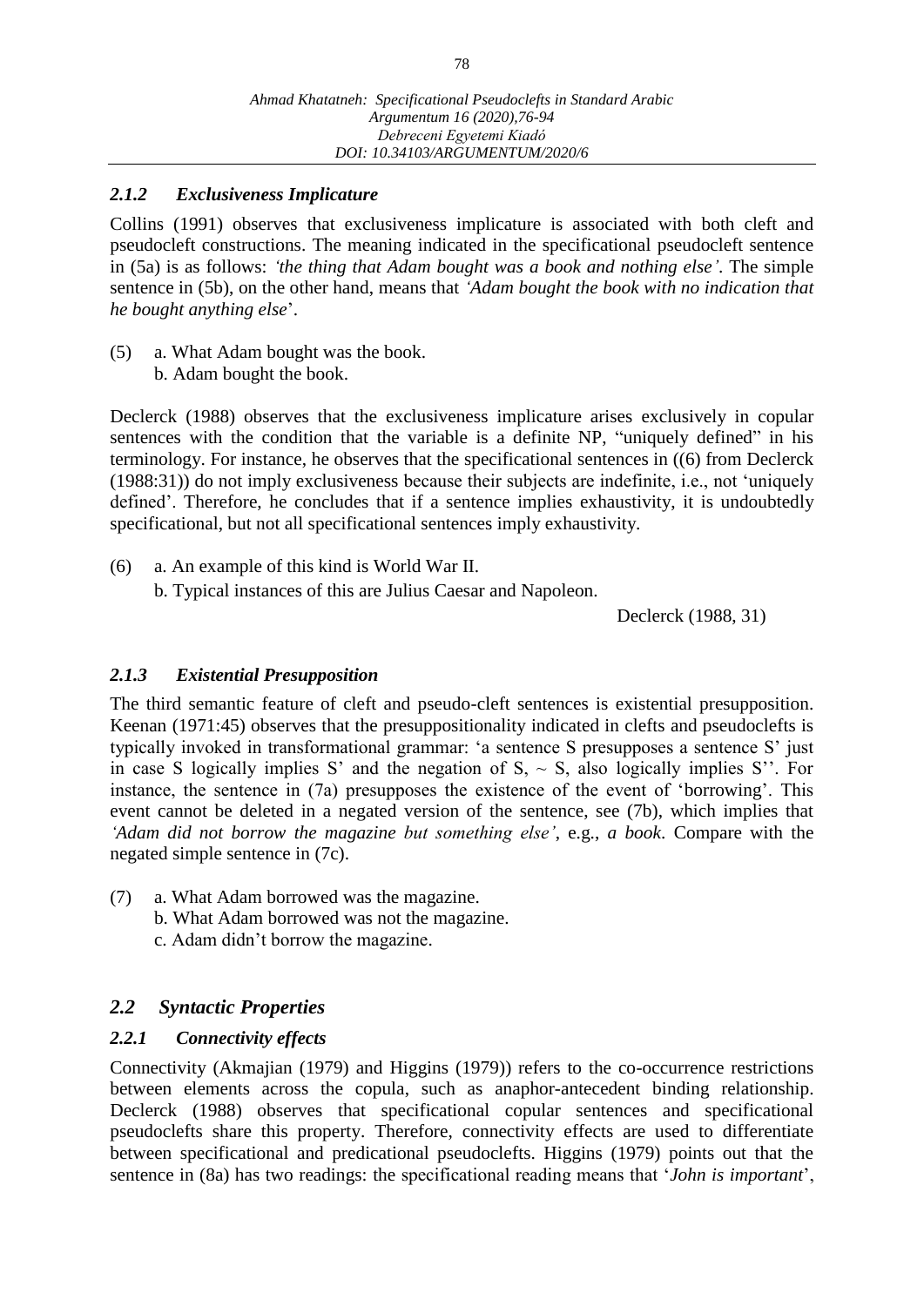### *2.1.2 Exclusiveness Implicature*

Collins (1991) observes that exclusiveness implicature is associated with both cleft and pseudocleft constructions. The meaning indicated in the specificational pseudocleft sentence in (5a) is as follows: *'the thing that Adam bought was a book and nothing else'*. The simple sentence in (5b), on the other hand, means that *'Adam bought the book with no indication that he bought anything else*'.

(5) a. What Adam bought was the book.
 b. Adam bought the book.

Declerck (1988) observes that the exclusiveness implicature arises exclusively in copular sentences with the condition that the variable is a definite NP, "uniquely defined" in his terminology. For instance, he observes that the specificational sentences in ((6) from Declerck (1988:31)) do not imply exclusiveness because their subjects are indefinite, i.e., not 'uniquely defined'. Therefore, he concludes that if a sentence implies exhaustivity, it is undoubtedly specificational, but not all specificational sentences imply exhaustivity.

(6) a. An example of this kind is World War II.
 b. Typical instances of this are Julius Caesar and Napoleon.

Declerck (1988, 31)

### *2.1.3 Existential Presupposition*

The third semantic feature of cleft and pseudo-cleft sentences is existential presupposition. Keenan (1971:45) observes that the presuppositionality indicated in clefts and pseudoclefts is typically invoked in transformational grammar: 'a sentence S presupposes a sentence S' just in case S logically implies S' and the negation of S, ~ S, also logically implies S''. For instance, the sentence in (7a) presupposes the existence of the event of 'borrowing'. This event cannot be deleted in a negated version of the sentence, see (7b), which implies that *'Adam did not borrow the magazine but something else'*, e.g., *a book*. Compare with the negated simple sentence in (7c).

(7) a. What Adam borrowed was the magazine.
 b. What Adam borrowed was not the magazine.
 c. Adam didn't borrow the magazine.

## *2.2 Syntactic Properties*

### *2.2.1 Connectivity effects*

Connectivity (Akmajian (1979) and Higgins (1979)) refers to the co-occurrence restrictions between elements across the copula, such as anaphor-antecedent binding relationship. Declerck (1988) observes that specificational copular sentences and specificational pseudoclefts share this property. Therefore, connectivity effects are used to differentiate between specificational and predicational pseudoclefts. Higgins (1979) points out that the sentence in (8a) has two readings: the specificational reading means that '*John is important*',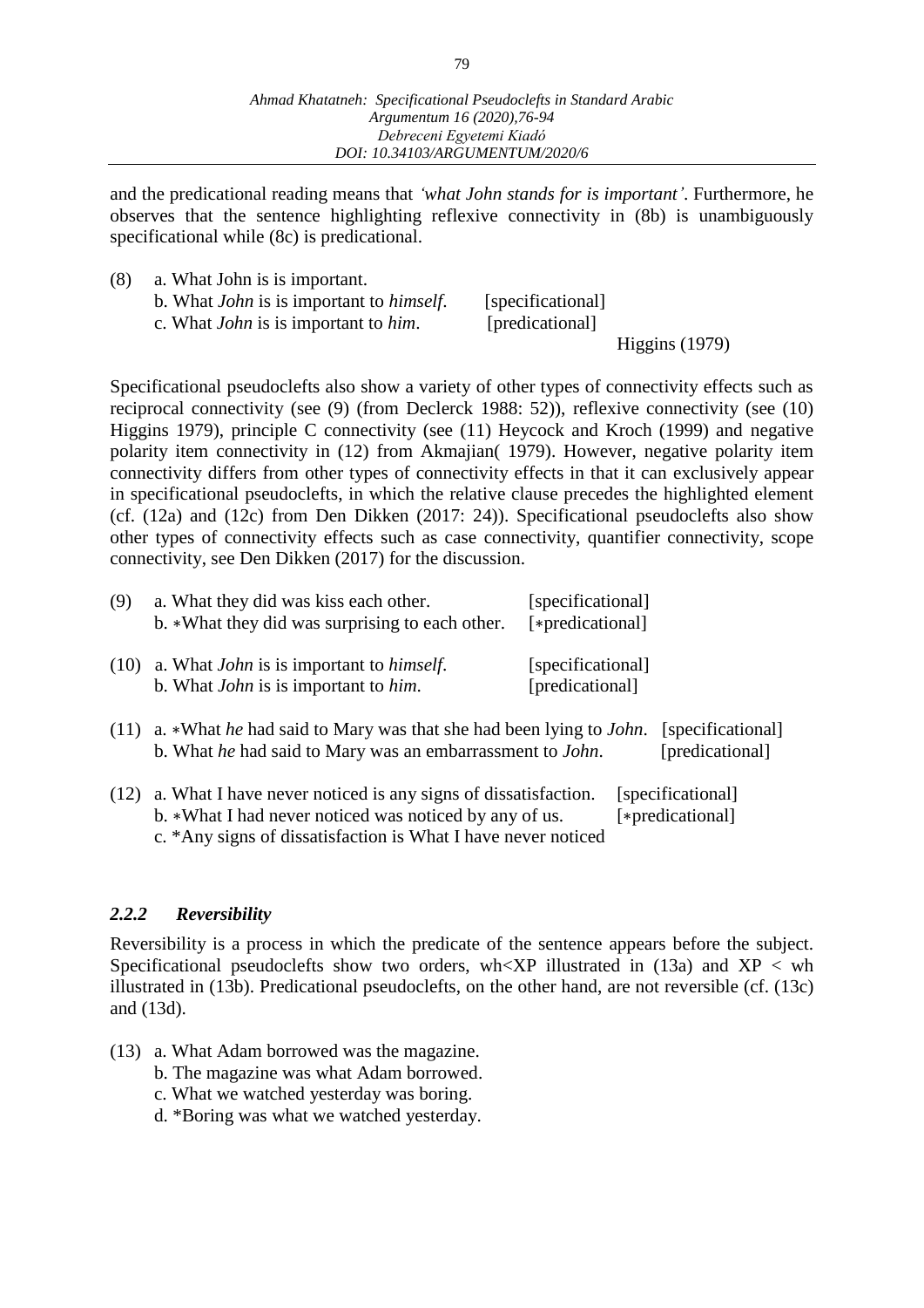and the predicational reading means that *'what John stands for is important'*. Furthermore, he observes that the sentence highlighting reflexive connectivity in (8b) is unambiguously specificational while (8c) is predicational.

(8) a. What John is is important.
    b. What *John* is is important to *himself*. [specificational]
    c. What *John* is is important to *him*. [predicational]
    Higgins (1979)

Specificational pseudoclefts also show a variety of other types of connectivity effects such as reciprocal connectivity (see (9) (from Declerck 1988: 52)), reflexive connectivity (see (10) Higgins 1979), principle C connectivity (see (11) Heycock and Kroch (1999) and negative polarity item connectivity in (12) from Akmajian( 1979). However, negative polarity item connectivity differs from other types of connectivity effects in that it can exclusively appear in specificational pseudoclefts, in which the relative clause precedes the highlighted element (cf. (12a) and (12c) from Den Dikken (2017: 24)). Specificational pseudoclefts also show other types of connectivity effects such as case connectivity, quantifier connectivity, scope connectivity, see Den Dikken (2017) for the discussion.

(9) a. What they did was kiss each other. [specificational]
    b. ∗What they did was surprising to each other. [∗predicational]

(10) a. What *John* is is important to *himself*. [specificational]
     b. What *John* is is important to *him*. [predicational]

(11) a. ∗What *he* had said to Mary was that she had been lying to *John*. [specificational]
     b. What *he* had said to Mary was an embarrassment to *John*. [predicational]

(12) a. What I have never noticed is any signs of dissatisfaction. [specificational]
     b. ∗What I had never noticed was noticed by any of us. [∗predicational]
     c. *Any signs of dissatisfaction is What I have never noticed

### *2.2.2 Reversibility*

Reversibility is a process in which the predicate of the sentence appears before the subject. Specificational pseudoclefts show two orders, wh<XP illustrated in (13a) and XP < wh illustrated in (13b). Predicational pseudoclefts, on the other hand, are not reversible (cf. (13c) and (13d).

(13) a. What Adam borrowed was the magazine.
     b. The magazine was what Adam borrowed.
     c. What we watched yesterday was boring.
     d. *Boring was what we watched yesterday.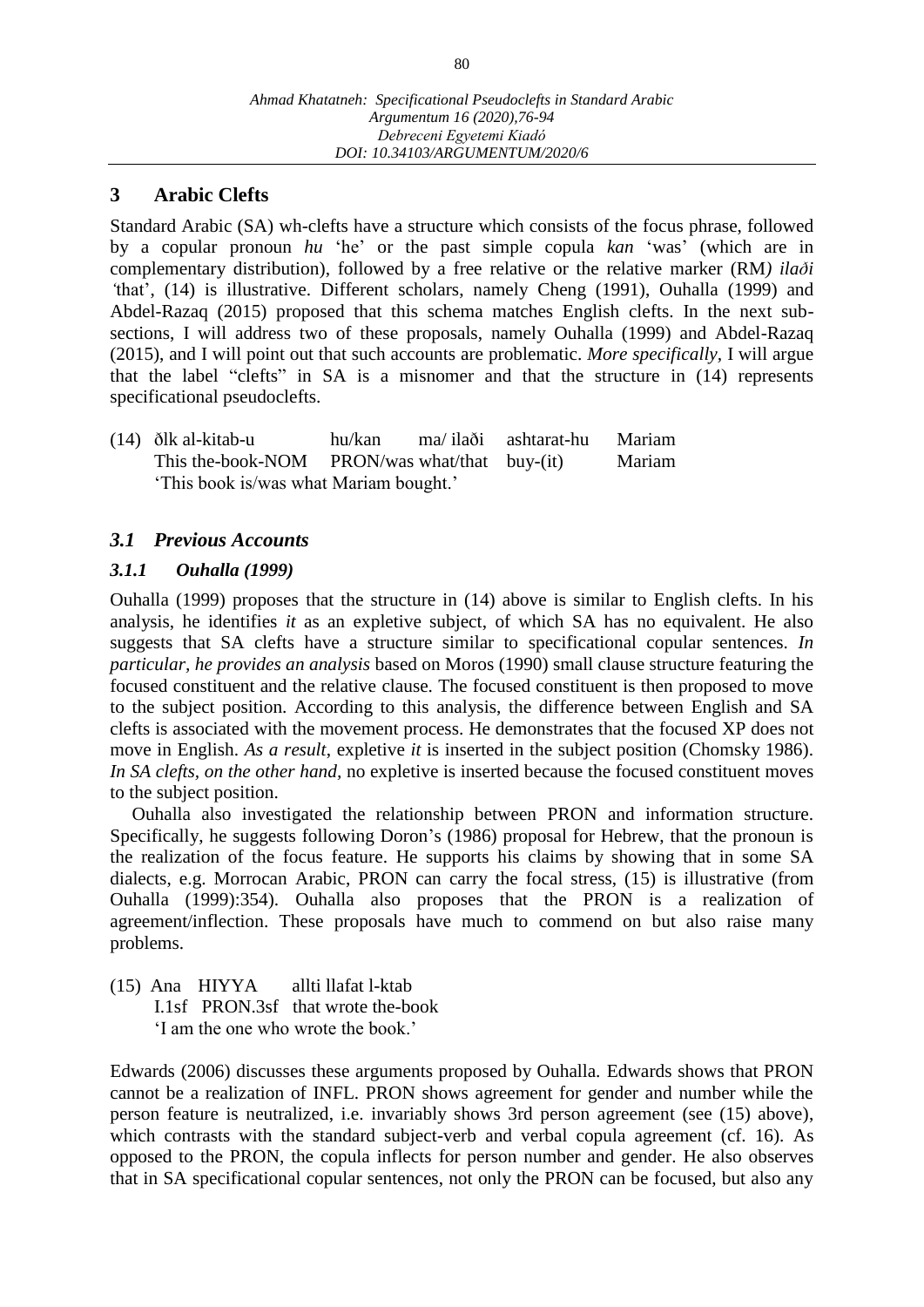## 3 Arabic Clefts

Standard Arabic (SA) wh-clefts have a structure which consists of the focus phrase, followed by a copular pronoun *hu* 'he' or the past simple copula *kan* 'was' (which are in complementary distribution), followed by a free relative or the relative marker (RM*) ilaði* 'that', (14) is illustrative. Different scholars, namely Cheng (1991), Ouhalla (1999) and Abdel-Razaq (2015) proposed that this schema matches English clefts. In the next sub-sections, I will address two of these proposals, namely Ouhalla (1999) and Abdel-Razaq (2015), and I will point out that such accounts are problematic. *More specifically*, I will argue that the label "clefts" in SA is a misnomer and that the structure in (14) represents specificational pseudoclefts.

(14) ðlk al-kitab-u hu/kan ma/ ilaði ashtarat-hu Mariam
  This the-book-NOM PRON/was what/that buy-(it) Mariam
  'This book is/was what Mariam bought.'

### *3.1 Previous Accounts*

#### *3.1.1 Ouhalla (1999)*

Ouhalla (1999) proposes that the structure in (14) above is similar to English clefts. In his analysis, he identifies *it* as an expletive subject, of which SA has no equivalent. He also suggests that SA clefts have a structure similar to specificational copular sentences. *In particular, he provides an analysis* based on Moros (1990) small clause structure featuring the focused constituent and the relative clause. The focused constituent is then proposed to move to the subject position. According to this analysis, the difference between English and SA clefts is associated with the movement process. He demonstrates that the focused XP does not move in English. *As a result*, expletive *it* is inserted in the subject position (Chomsky 1986). *In SA clefts, on the other hand*, no expletive is inserted because the focused constituent moves to the subject position.

Ouhalla also investigated the relationship between PRON and information structure. Specifically, he suggests following Doron's (1986) proposal for Hebrew, that the pronoun is the realization of the focus feature. He supports his claims by showing that in some SA dialects, e.g. Morrocan Arabic, PRON can carry the focal stress, (15) is illustrative (from Ouhalla (1999):354). Ouhalla also proposes that the PRON is a realization of agreement/inflection. These proposals have much to commend on but also raise many problems.

(15) Ana HIYYA allti llafat l-ktab
  I.1sf PRON.3sf that wrote the-book
  'I am the one who wrote the book.'

Edwards (2006) discusses these arguments proposed by Ouhalla. Edwards shows that PRON cannot be a realization of INFL. PRON shows agreement for gender and number while the person feature is neutralized, i.e. invariably shows 3rd person agreement (see (15) above), which contrasts with the standard subject-verb and verbal copula agreement (cf. 16). As opposed to the PRON, the copula inflects for person number and gender. He also observes that in SA specificational copular sentences, not only the PRON can be focused, but also any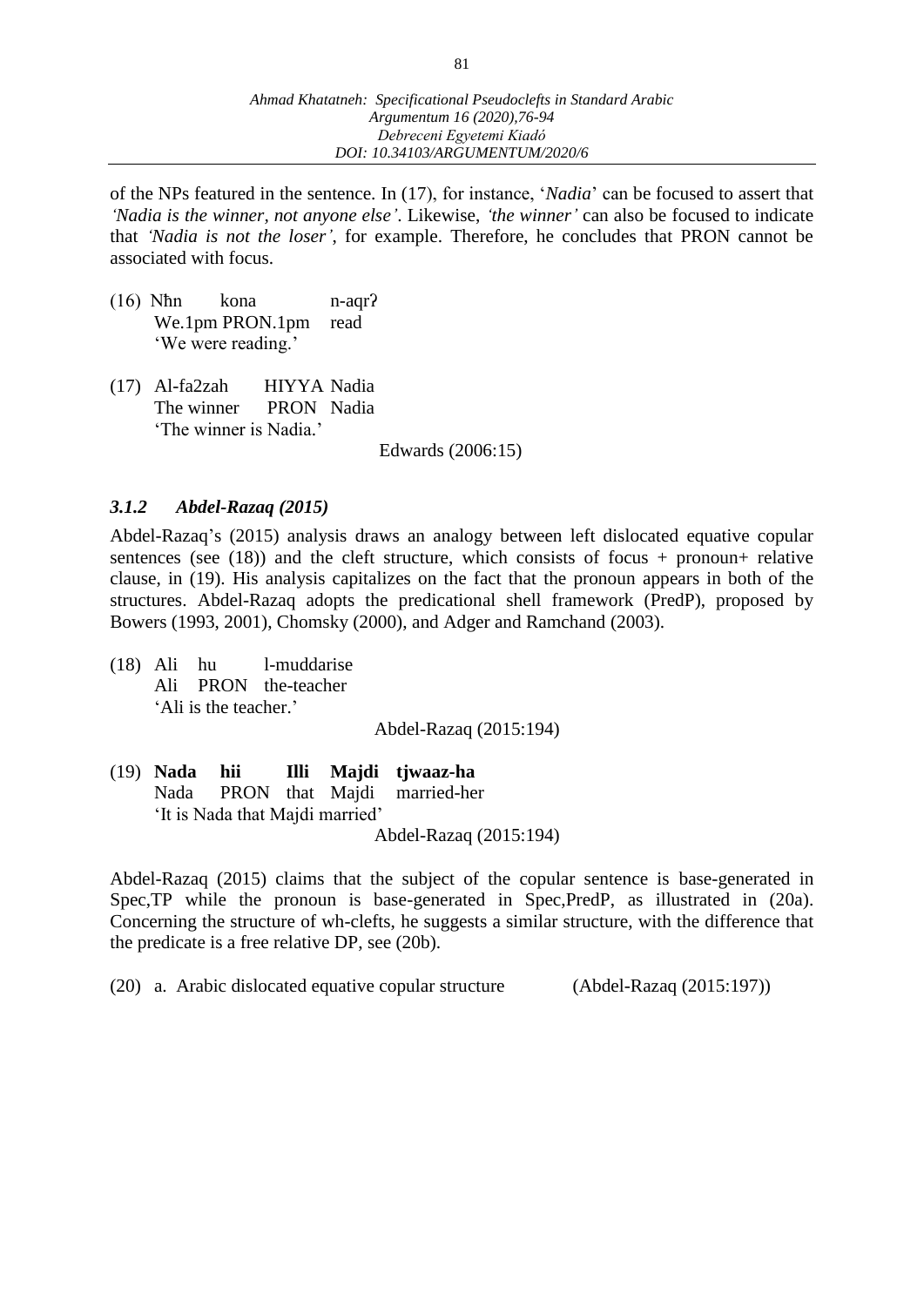of the NPs featured in the sentence. In (17), for instance, '*Nadia*' can be focused to assert that *'Nadia is the winner, not anyone else'*. Likewise, *'the winner'* can also be focused to indicate that *'Nadia is not the loser'*, for example. Therefore, he concludes that PRON cannot be associated with focus.

(16) Nħn kona n-aqrʔ
 We.1pm PRON.1pm read
 'We were reading.'

(17) Al-fa2zah HIYYA Nadia
 The winner PRON Nadia
 'The winner is Nadia.'
 Edwards (2006:15)

### *3.1.2 Abdel-Razaq (2015)*

Abdel-Razaq's (2015) analysis draws an analogy between left dislocated equative copular sentences (see (18)) and the cleft structure, which consists of focus + pronoun+ relative clause, in (19). His analysis capitalizes on the fact that the pronoun appears in both of the structures. Abdel-Razaq adopts the predicational shell framework (PredP), proposed by Bowers (1993, 2001), Chomsky (2000), and Adger and Ramchand (2003).

(18) Ali hu l-muddarise
 Ali PRON the-teacher
 'Ali is the teacher.'
 Abdel-Razaq (2015:194)

(19) **Nada hii Illi Majdi tjwaaz-ha**
 Nada PRON that Majdi married-her
 'It is Nada that Majdi married'
 Abdel-Razaq (2015:194)

Abdel-Razaq (2015) claims that the subject of the copular sentence is base-generated in Spec,TP while the pronoun is base-generated in Spec,PredP, as illustrated in (20a). Concerning the structure of wh-clefts, he suggests a similar structure, with the difference that the predicate is a free relative DP, see (20b).

(20) a. Arabic dislocated equative copular structure (Abdel-Razaq (2015:197))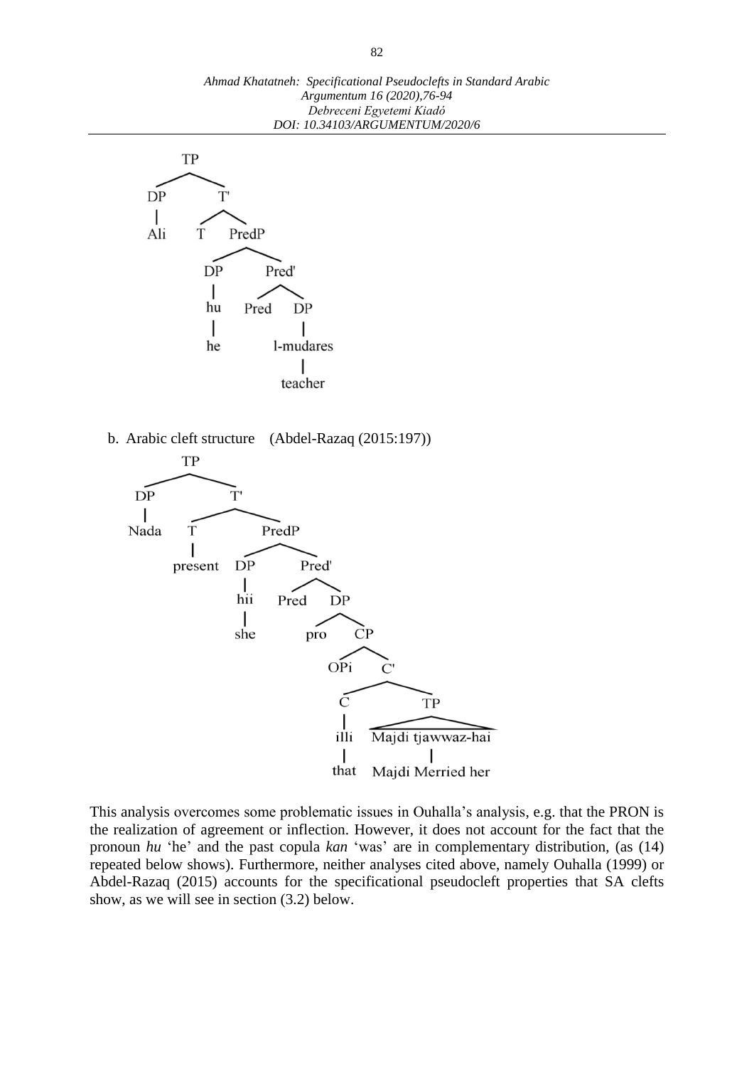```
TP
├── DP
│   └── Ali
└── T'
    ├── T
    └── PredP
        ├── DP
        │   └── hu
        │       └── he
        └── Pred'
            ├── Pred
            └── DP
                └── l-mudares
                    └── teacher
```

b. Arabic cleft structure (Abdel-Razaq (2015:197))

```
TP
├── DP
│   └── Nada
└── T'
    ├── T
    │   └── present
    └── PredP
        ├── DP
        │   └── hii
        │       └── she
        └── Pred'
            ├── Pred
            └── DP
                ├── pro
                └── CP
                    ├── OPi
                    └── C'
                        ├── C
                        │   └── illi
                        │       └── that
                        └── TP
                            └── Majdi tjawwaz-hai
                                └── Majdi Merried her
```

This analysis overcomes some problematic issues in Ouhalla's analysis, e.g. that the PRON is the realization of agreement or inflection. However, it does not account for the fact that the pronoun *hu* 'he' and the past copula *kan* 'was' are in complementary distribution, (as (14) repeated below shows). Furthermore, neither analyses cited above, namely Ouhalla (1999) or Abdel-Razaq (2015) accounts for the specificational pseudocleft properties that SA clefts show, as we will see in section (3.2) below.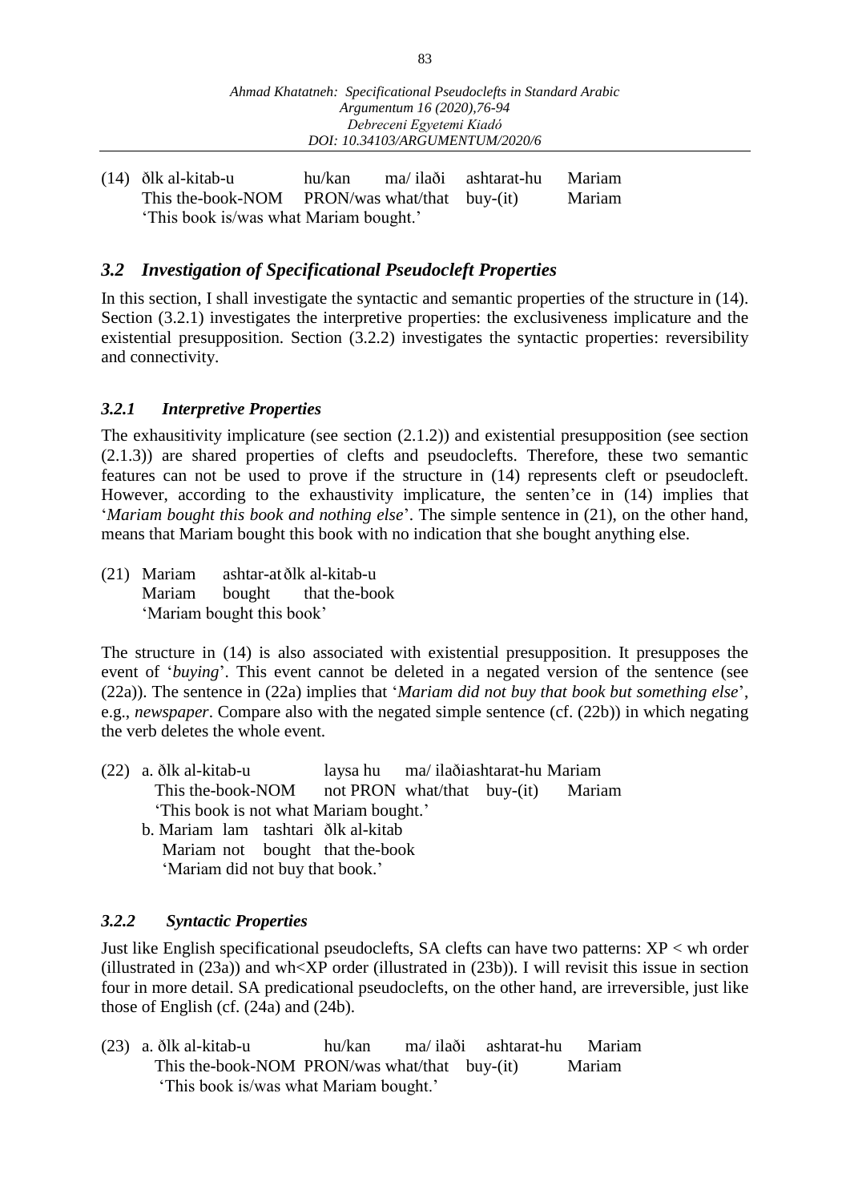(14) ðlk al-kitab-u hu/kan ma/ ilaði ashtarat-hu Mariam
     This the-book-NOM PRON/was what/that buy-(it) Mariam
     'This book is/was what Mariam bought.'

### *3.2 Investigation of Specificational Pseudocleft Properties*

In this section, I shall investigate the syntactic and semantic properties of the structure in (14). Section (3.2.1) investigates the interpretive properties: the exclusiveness implicature and the existential presupposition. Section (3.2.2) investigates the syntactic properties: reversibility and connectivity.

#### *3.2.1 Interpretive Properties*

The exhausitivity implicature (see section (2.1.2)) and existential presupposition (see section (2.1.3)) are shared properties of clefts and pseudoclefts. Therefore, these two semantic features can not be used to prove if the structure in (14) represents cleft or pseudocleft. However, according to the exhaustivity implicature, the senten'ce in (14) implies that '*Mariam bought this book and nothing else*'. The simple sentence in (21), on the other hand, means that Mariam bought this book with no indication that she bought anything else.

(21) Mariam ashtar-at ðlk al-kitab-u
     Mariam bought that the-book
     'Mariam bought this book'

The structure in (14) is also associated with existential presupposition. It presupposes the event of '*buying*'. This event cannot be deleted in a negated version of the sentence (see (22a)). The sentence in (22a) implies that '*Mariam did not buy that book but something else*', e.g., *newspaper*. Compare also with the negated simple sentence (cf. (22b)) in which negating the verb deletes the whole event.

(22) a. ðlk al-kitab-u laysa hu ma/ ilaðiashtarat-hu Mariam
     This the-book-NOM not PRON what/that buy-(it) Mariam
     'This book is not what Mariam bought.'
     b. Mariam lam tashtari ðlk al-kitab
     Mariam not bought that the-book
     'Mariam did not buy that book.'

#### *3.2.2 Syntactic Properties*

Just like English specificational pseudoclefts, SA clefts can have two patterns: XP < wh order (illustrated in (23a)) and wh<XP order (illustrated in (23b)). I will revisit this issue in section four in more detail. SA predicational pseudoclefts, on the other hand, are irreversible, just like those of English (cf. (24a) and (24b).

(23) a. ðlk al-kitab-u hu/kan ma/ ilaði ashtarat-hu Mariam
     This the-book-NOM PRON/was what/that buy-(it) Mariam
     'This book is/was what Mariam bought.'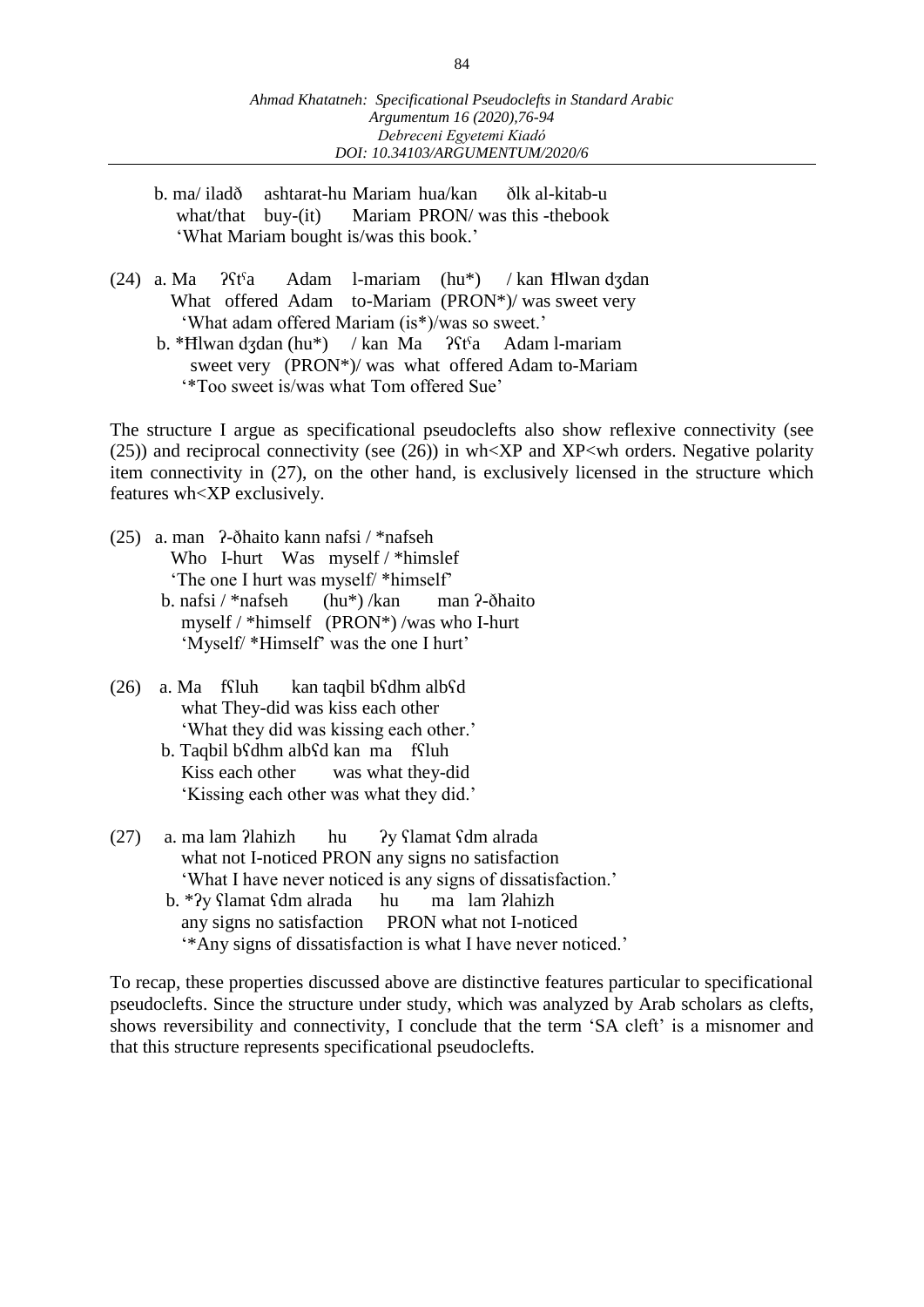b. ma/ iladð ashtarat-hu Mariam hua/kan ðlk al-kitab-u
   what/that buy-(it) Mariam PRON/ was this -thebook
   'What Mariam bought is/was this book.'

(24) a. Ma ʔʕtˤa Adam l-mariam (hu*) / kan Ħlwan dʒdan
   What offered Adam to-Mariam (PRON*)/ was sweet very
   'What adam offered Mariam (is*)/was so sweet.'
   b. *Ħlwan dʒdan (hu*) / kan Ma ʔʕtˤa Adam l-mariam
   sweet very (PRON*)/ was what offered Adam to-Mariam
   '*Too sweet is/was what Tom offered Sue'

The structure I argue as specificational pseudoclefts also show reflexive connectivity (see (25)) and reciprocal connectivity (see (26)) in wh<XP and XP<wh orders. Negative polarity item connectivity in (27), on the other hand, is exclusively licensed in the structure which features wh<XP exclusively.

(25) a. man ʔ-ðhaito kann nafsi / *nafseh
   Who I-hurt Was myself / *himslef
   'The one I hurt was myself/ *himself'
   b. nafsi / *nafseh (hu*) /kan man ʔ-ðhaito
   myself / *himself (PRON*) /was who I-hurt
   'Myself/ *Himself' was the one I hurt'

(26) a. Ma fʕluh kan taqbil bʕdhm albʕd
   what They-did was kiss each other
   'What they did was kissing each other.'
   b. Taqbil bʕdhm albʕd kan ma fʕluh
   Kiss each other was what they-did
   'Kissing each other was what they did.'

(27) a. ma lam ʔlahizh hu ʔy ʕlamat ʕdm alrada
   what not I-noticed PRON any signs no satisfaction
   'What I have never noticed is any signs of dissatisfaction.'
   b. *ʔy ʕlamat ʕdm alrada hu ma lam ʔlahizh
   any signs no satisfaction PRON what not I-noticed
   '*Any signs of dissatisfaction is what I have never noticed.'

To recap, these properties discussed above are distinctive features particular to specificational pseudoclefts. Since the structure under study, which was analyzed by Arab scholars as clefts, shows reversibility and connectivity, I conclude that the term 'SA cleft' is a misnomer and that this structure represents specificational pseudoclefts.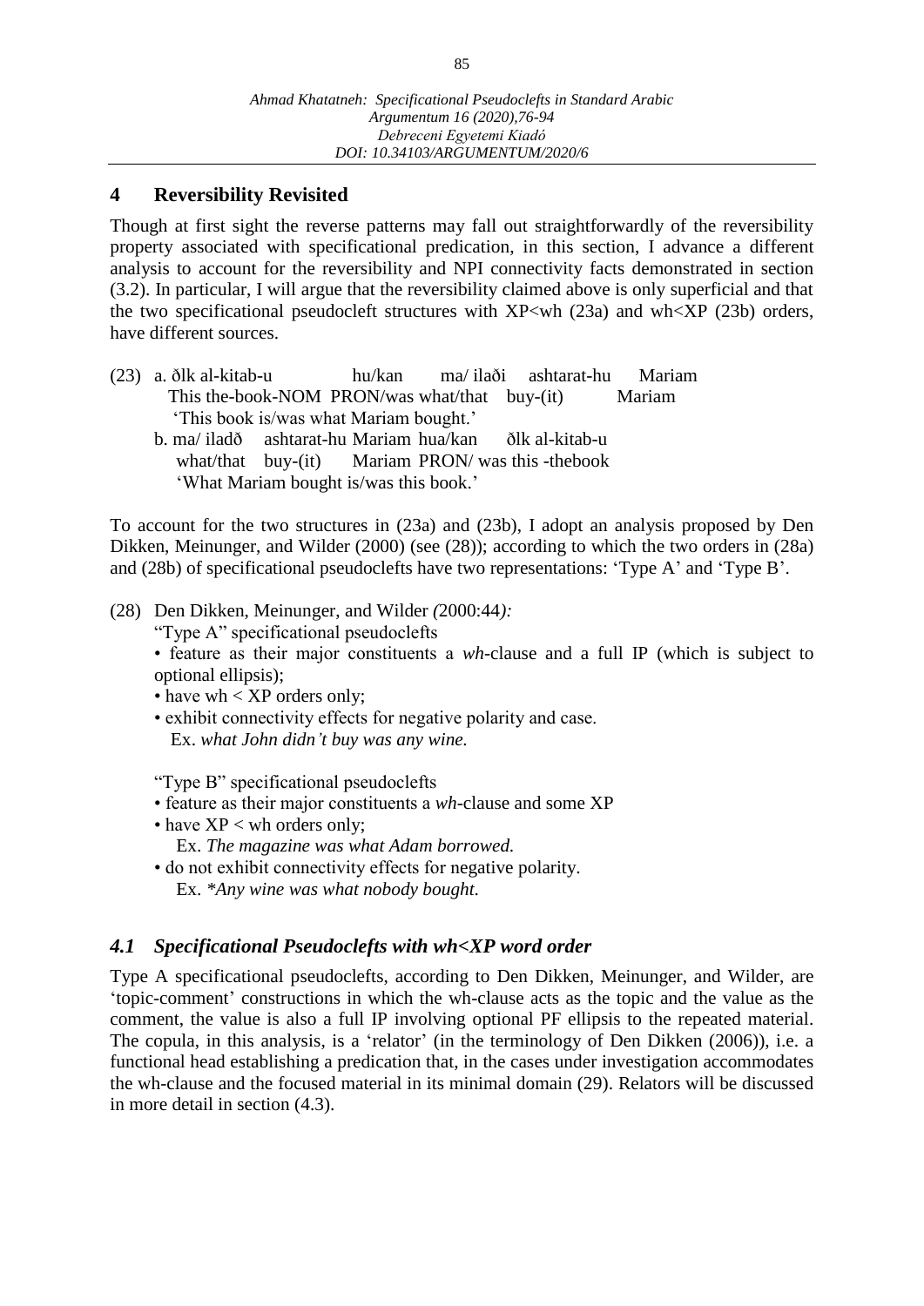## 4 Reversibility Revisited

Though at first sight the reverse patterns may fall out straightforwardly of the reversibility property associated with specificational predication, in this section, I advance a different analysis to account for the reversibility and NPI connectivity facts demonstrated in section (3.2). In particular, I will argue that the reversibility claimed above is only superficial and that the two specificational pseudocleft structures with XP<wh (23a) and wh<XP (23b) orders, have different sources.

(23) a. ðlk al-kitab-u hu/kan ma/ ilaði ashtarat-hu Mariam
This the-book-NOM PRON/was what/that buy-(it) Mariam
'This book is/was what Mariam bought.'
b. ma/ iladð ashtarat-hu Mariam hua/kan ðlk al-kitab-u
what/that buy-(it) Mariam PRON/ was this -thebook
'What Mariam bought is/was this book.'

To account for the two structures in (23a) and (23b), I adopt an analysis proposed by Den Dikken, Meinunger, and Wilder (2000) (see (28)); according to which the two orders in (28a) and (28b) of specificational pseudoclefts have two representations: 'Type A' and 'Type B'.

(28) Den Dikken, Meinunger, and Wilder *(*2000:44*):*
"Type A" specificational pseudoclefts
• feature as their major constituents a *wh*-clause and a full IP (which is subject to optional ellipsis);
• have wh < XP orders only;
• exhibit connectivity effects for negative polarity and case.
Ex. *what John didn't buy was any wine.*

"Type B" specificational pseudoclefts
• feature as their major constituents a *wh*-clause and some XP
• have XP < wh orders only;
Ex. *The magazine was what Adam borrowed.*
• do not exhibit connectivity effects for negative polarity.
Ex. *\*Any wine was what nobody bought.*

### *4.1 Specificational Pseudoclefts with wh<XP word order*

Type A specificational pseudoclefts, according to Den Dikken, Meinunger, and Wilder, are 'topic-comment' constructions in which the wh-clause acts as the topic and the value as the comment, the value is also a full IP involving optional PF ellipsis to the repeated material. The copula, in this analysis, is a 'relator' (in the terminology of Den Dikken (2006)), i.e. a functional head establishing a predication that, in the cases under investigation accommodates the wh-clause and the focused material in its minimal domain (29). Relators will be discussed in more detail in section (4.3).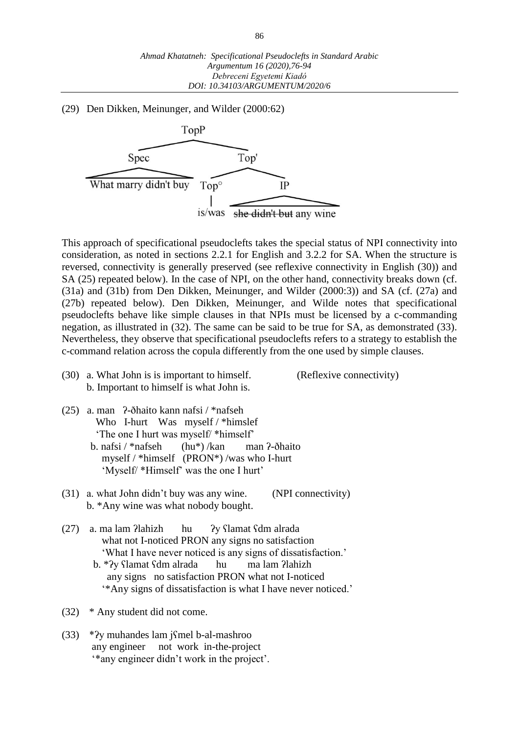(29) Den Dikken, Meinunger, and Wilder (2000:62)

```
                TopP
              /      \
          Spec        Top'
           |         /    \
What marry didn't buy  Top°    IP
                     |      |
                  is/was  she didn't but any wine
```

This approach of specificational pseudoclefts takes the special status of NPI connectivity into consideration, as noted in sections 2.2.1 for English and 3.2.2 for SA. When the structure is reversed, connectivity is generally preserved (see reflexive connectivity in English (30)) and SA (25) repeated below). In the case of NPI, on the other hand, connectivity breaks down (cf. (31a) and (31b) from Den Dikken, Meinunger, and Wilder (2000:3)) and SA (cf. (27a) and (27b) repeated below). Den Dikken, Meinunger, and Wilde notes that specificational pseudoclefts behave like simple clauses in that NPIs must be licensed by a c-commanding negation, as illustrated in (32). The same can be said to be true for SA, as demonstrated (33). Nevertheless, they observe that specificational pseudoclefts refers to a strategy to establish the c-command relation across the copula differently from the one used by simple clauses.

(30) a. What John is is important to himself. (Reflexive connectivity)
b. Important to himself is what John is.

(25) a. man ʔ-ðhaito kann nafsi / *nafseh
Who I-hurt Was myself / *himslef
'The one I hurt was myself/ *himself'
b. nafsi / *nafseh (hu*) /kan man ʔ-ðhaito
myself / *himself (PRON*) /was who I-hurt
'Myself/ *Himself' was the one I hurt'

(31) a. what John didn't buy was any wine. (NPI connectivity)
b. *Any wine was what nobody bought.

(27) a. ma lam ʔlahizh hu ʔy ʕlamat ʕdm alrada
what not I-noticed PRON any signs no satisfaction
'What I have never noticed is any signs of dissatisfaction.'
b. *ʔy ʕlamat ʕdm alrada hu ma lam ʔlahizh
any signs no satisfaction PRON what not I-noticed
'*Any signs of dissatisfaction is what I have never noticed.'

(32) * Any student did not come.

(33) *ʔy muhandes lam jʕmel b-al-mashroo
any engineer not work in-the-project
'*any engineer didn't work in the project'.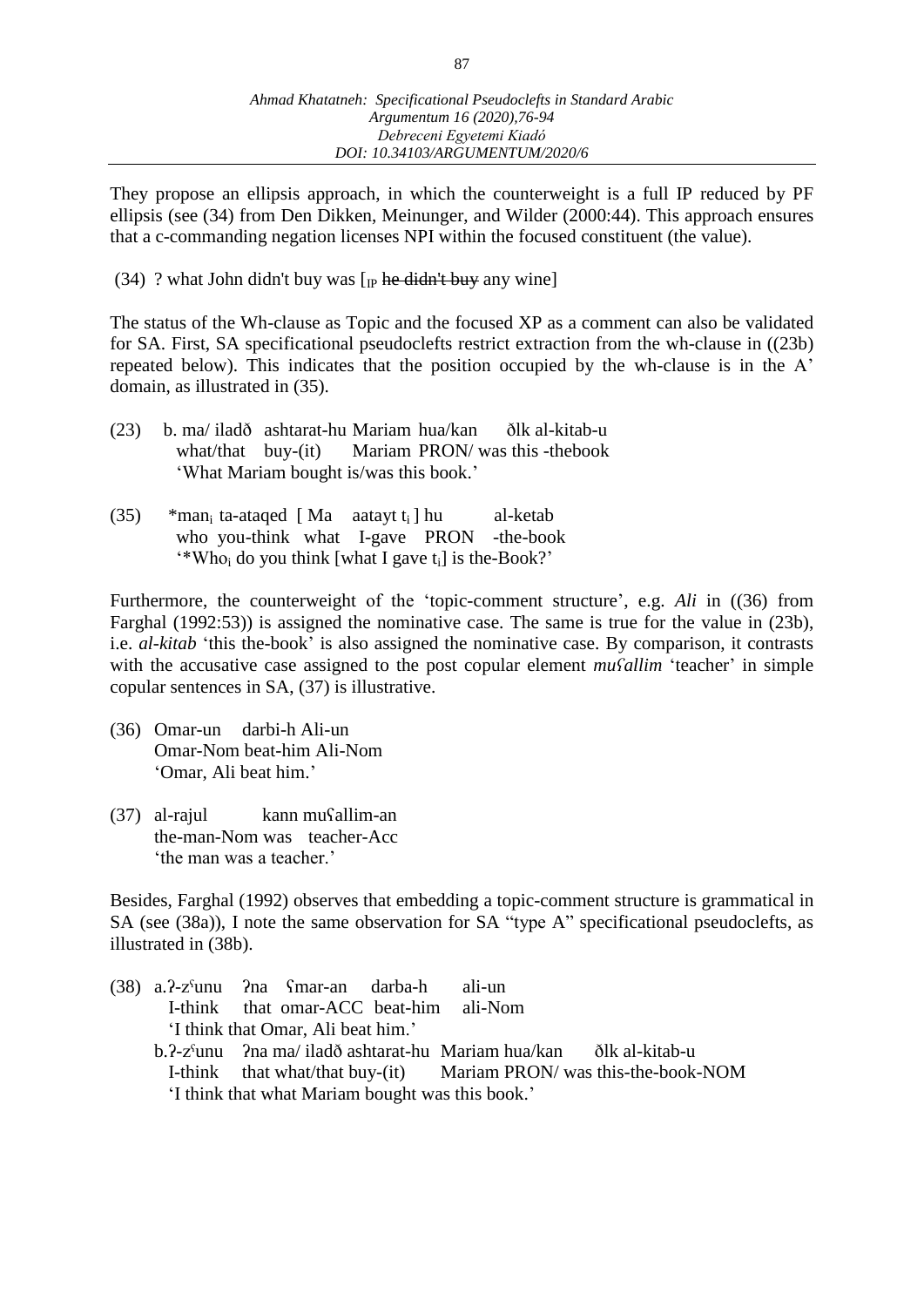They propose an ellipsis approach, in which the counterweight is a full IP reduced by PF ellipsis (see (34) from Den Dikken, Meinunger, and Wilder (2000:44). This approach ensures that a c-commanding negation licenses NPI within the focused constituent (the value).

(34) ? what John didn't buy was [$_{IP}$ ~~he didn't buy~~ any wine]

The status of the Wh-clause as Topic and the focused XP as a comment can also be validated for SA. First, SA specificational pseudoclefts restrict extraction from the wh-clause in ((23b) repeated below). This indicates that the position occupied by the wh-clause is in the A' domain, as illustrated in (35).

(23) b. ma/ iladð ashtarat-hu Mariam hua/kan ðlk al-kitab-u
what/that buy-(it) Mariam PRON/ was this -thebook
'What Mariam bought is/was this book.'

(35) *man$_i$ ta-ataqed [ Ma aatayt t$_i$ ] hu al-ketab
who you-think what I-gave PRON -the-book
'*Who$_i$ do you think [what I gave t$_i$] is the-Book?'

Furthermore, the counterweight of the 'topic-comment structure', e.g. *Ali* in ((36) from Farghal (1992:53)) is assigned the nominative case. The same is true for the value in (23b), i.e. *al-kitab* 'this the-book' is also assigned the nominative case. By comparison, it contrasts with the accusative case assigned to the post copular element *muʕallim* 'teacher' in simple copular sentences in SA, (37) is illustrative.

(36) Omar-un darbi-h Ali-un
Omar-Nom beat-him Ali-Nom
'Omar, Ali beat him.'

(37) al-rajul kann muʕallim-an
the-man-Nom was teacher-Acc
'the man was a teacher.'

Besides, Farghal (1992) observes that embedding a topic-comment structure is grammatical in SA (see (38a)), I note the same observation for SA "type A" specificational pseudoclefts, as illustrated in (38b).

(38) a. ʔ-zˤunu ʔna ʕmar-an darba-h ali-un
I-think that omar-ACC beat-him ali-Nom
'I think that Omar, Ali beat him.'
b. ʔ-zˤunu ʔna ma/ iladð ashtarat-hu Mariam hua/kan ðlk al-kitab-u
I-think that what/that buy-(it) Mariam PRON/ was this-the-book-NOM
'I think that what Mariam bought was this book.'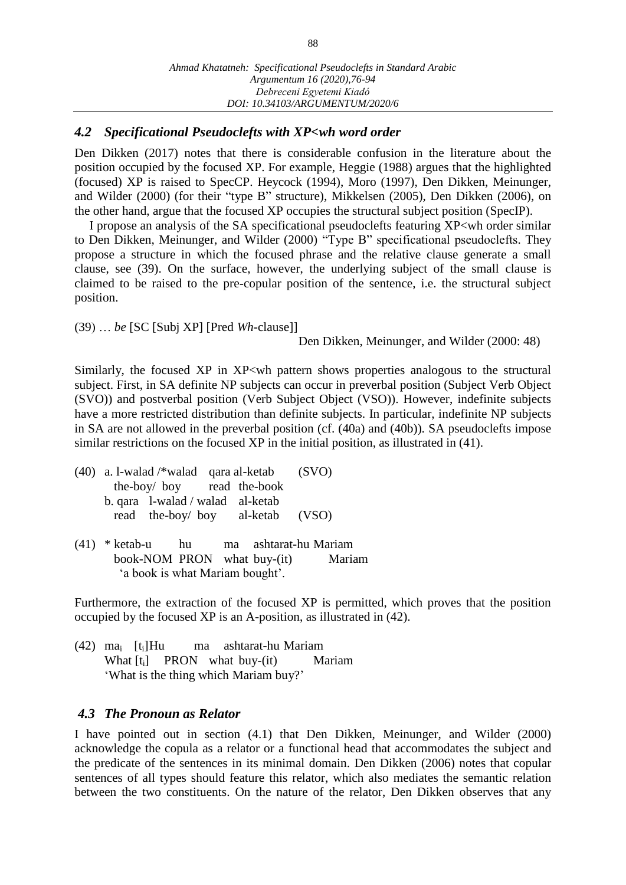### *4.2 Specificational Pseudoclefts with XP<wh word order*

Den Dikken (2017) notes that there is considerable confusion in the literature about the position occupied by the focused XP. For example, Heggie (1988) argues that the highlighted (focused) XP is raised to SpecCP. Heycock (1994), Moro (1997), Den Dikken, Meinunger, and Wilder (2000) (for their "type B" structure), Mikkelsen (2005), Den Dikken (2006), on the other hand, argue that the focused XP occupies the structural subject position (SpecIP).

I propose an analysis of the SA specificational pseudoclefts featuring XP<wh order similar to Den Dikken, Meinunger, and Wilder (2000) "Type B" specificational pseudoclefts. They propose a structure in which the focused phrase and the relative clause generate a small clause, see (39). On the surface, however, the underlying subject of the small clause is claimed to be raised to the pre-copular position of the sentence, i.e. the structural subject position.

(39) … *be* [SC [Subj XP] [Pred *Wh*-clause]]

Den Dikken, Meinunger, and Wilder (2000: 48)

Similarly, the focused XP in XP<wh pattern shows properties analogous to the structural subject. First, in SA definite NP subjects can occur in preverbal position (Subject Verb Object (SVO)) and postverbal position (Verb Subject Object (VSO)). However, indefinite subjects have a more restricted distribution than definite subjects. In particular, indefinite NP subjects in SA are not allowed in the preverbal position (cf. (40a) and (40b)). SA pseudoclefts impose similar restrictions on the focused XP in the initial position, as illustrated in (41).

(40) a. l-walad /*walad qara al-ketab (SVO)
the-boy/ boy read the-book
b. qara l-walad / walad al-ketab
read the-boy/ boy al-ketab (VSO)

(41) * ketab-u hu ma ashtarat-hu Mariam
book-NOM PRON what buy-(it) Mariam
'a book is what Mariam bought'.

Furthermore, the extraction of the focused XP is permitted, which proves that the position occupied by the focused XP is an A-position, as illustrated in (42).

(42) $ma_i$ [$t_i$]Hu ma ashtarat-hu Mariam
What [$t_i$] PRON what buy-(it) Mariam
'What is the thing which Mariam buy?'

### *4.3 The Pronoun as Relator*

I have pointed out in section (4.1) that Den Dikken, Meinunger, and Wilder (2000) acknowledge the copula as a relator or a functional head that accommodates the subject and the predicate of the sentences in its minimal domain. Den Dikken (2006) notes that copular sentences of all types should feature this relator, which also mediates the semantic relation between the two constituents. On the nature of the relator, Den Dikken observes that any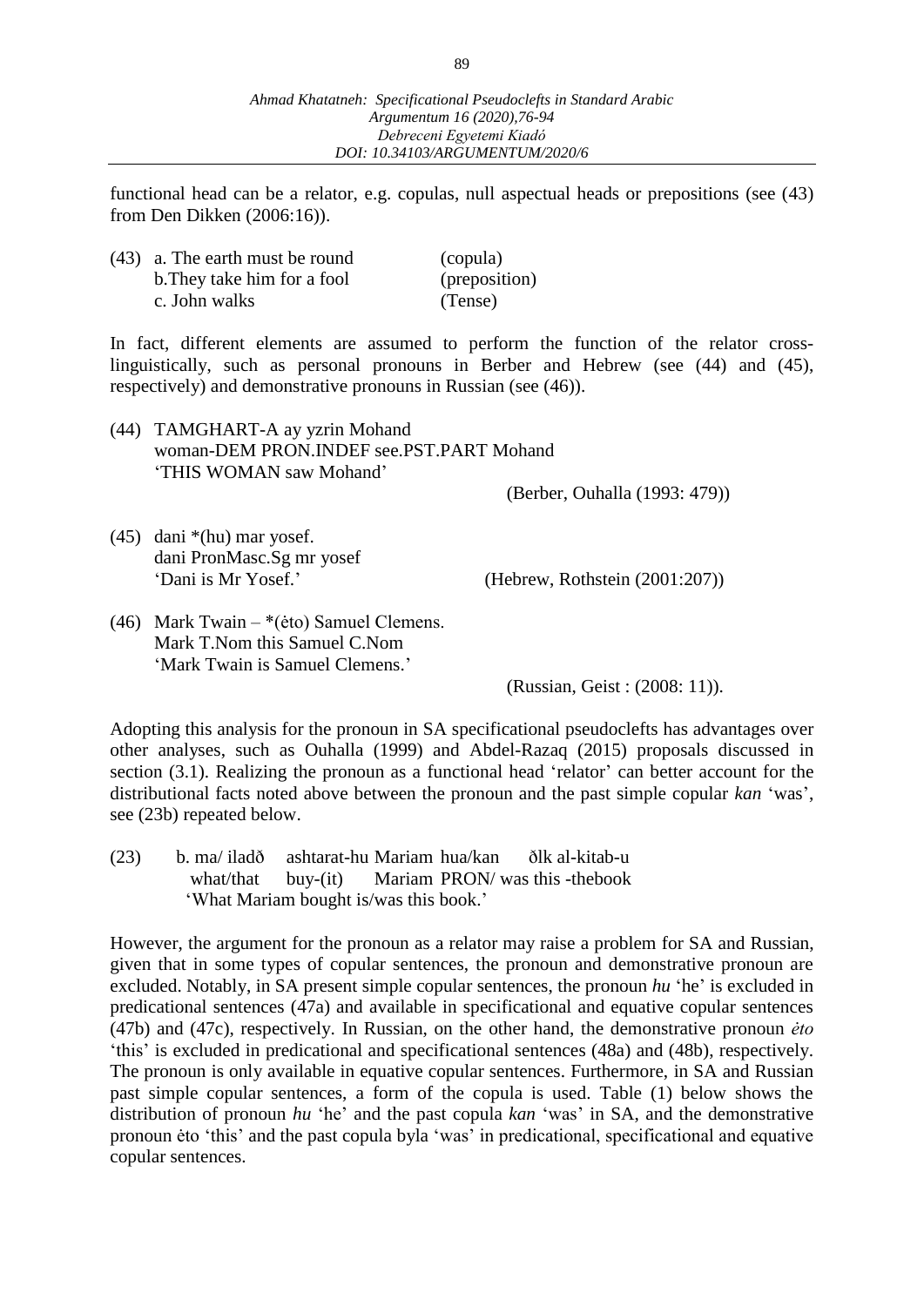functional head can be a relator, e.g. copulas, null aspectual heads or prepositions (see (43) from Den Dikken (2006:16)).

(43) a. The earth must be round (copula)
b. They take him for a fool (preposition)
c. John walks (Tense)

In fact, different elements are assumed to perform the function of the relator cross-linguistically, such as personal pronouns in Berber and Hebrew (see (44) and (45), respectively) and demonstrative pronouns in Russian (see (46)).

(44) TAMGHART-A ay yzrin Mohand
woman-DEM PRON.INDEF see.PST.PART Mohand
'THIS WOMAN saw Mohand'
(Berber, Ouhalla (1993: 479))

(45) dani *(hu) mar yosef.
dani PronMasc.Sg mr yosef
'Dani is Mr Yosef.' (Hebrew, Rothstein (2001:207))

(46) Mark Twain – *(ėto) Samuel Clemens.
Mark T.Nom this Samuel C.Nom
'Mark Twain is Samuel Clemens.'
(Russian, Geist : (2008: 11)).

Adopting this analysis for the pronoun in SA specificational pseudoclefts has advantages over other analyses, such as Ouhalla (1999) and Abdel-Razaq (2015) proposals discussed in section (3.1). Realizing the pronoun as a functional head 'relator' can better account for the distributional facts noted above between the pronoun and the past simple copular *kan* 'was', see (23b) repeated below.

(23) b. ma/ iladð ashtarat-hu Mariam hua/kan ðlk al-kitab-u
what/that buy-(it) Mariam PRON/ was this -thebook
'What Mariam bought is/was this book.'

However, the argument for the pronoun as a relator may raise a problem for SA and Russian, given that in some types of copular sentences, the pronoun and demonstrative pronoun are excluded. Notably, in SA present simple copular sentences, the pronoun *hu* 'he' is excluded in predicational sentences (47a) and available in specificational and equative copular sentences (47b) and (47c), respectively. In Russian, on the other hand, the demonstrative pronoun *ėto* 'this' is excluded in predicational and specificational sentences (48a) and (48b), respectively. The pronoun is only available in equative copular sentences. Furthermore, in SA and Russian past simple copular sentences, a form of the copula is used. Table (1) below shows the distribution of pronoun *hu* 'he' and the past copula *kan* 'was' in SA, and the demonstrative pronoun ėto 'this' and the past copula byla 'was' in predicational, specificational and equative copular sentences.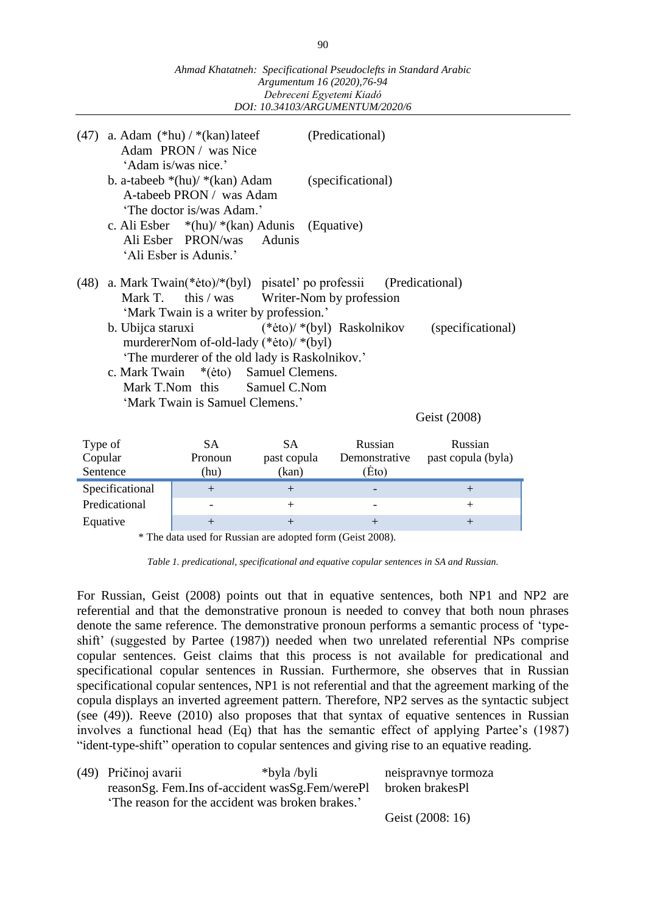(47) a. Adam (*hu) / *(kan) lateef (Predicational)
 Adam PRON / was Nice
 'Adam is/was nice.'

 b. a-tabeeb *(hu)/ *(kan) Adam (specificational)
 A-tabeeb PRON / was Adam
 'The doctor is/was Adam.'

 c. Ali Esber *(hu)/ *(kan) Adunis (Equative)
 Ali Esber PRON/was Adunis
 'Ali Esber is Adunis.'

(48) a. Mark Twain(*ėto)/*(byl) pisatel' po professii (Predicational)
 Mark T. this / was Writer-Nom by profession
 'Mark Twain is a writer by profession.'

 b. Ubijca staruxi (*ėto)/ *(byl) Raskolnikov (specificational)
 murdererNom of-old-lady (*ėto)/ *(byl)
 'The murderer of the old lady is Raskolnikov.'

 c. Mark Twain *(ėto) Samuel Clemens.
 Mark T.Nom this Samuel C.Nom
 'Mark Twain is Samuel Clemens.'

Geist (2008)

| Type of Copular Sentence | SA Pronoun (hu) | SA past copula (kan) | Russian Demonstrative (Ėto) | Russian past copula (byla) |
|---|---|---|---|---|
| Specificational | + | + | - | + |
| Predicational | - | + | - | + |
| Equative | + | + | + | + |

\* The data used for Russian are adopted form (Geist 2008).

*Table 1. predicational, specificational and equative copular sentences in SA and Russian.*

For Russian, Geist (2008) points out that in equative sentences, both NP1 and NP2 are referential and that the demonstrative pronoun is needed to convey that both noun phrases denote the same reference. The demonstrative pronoun performs a semantic process of 'type-shift' (suggested by Partee (1987)) needed when two unrelated referential NPs comprise copular sentences. Geist claims that this process is not available for predicational and specificational copular sentences in Russian. Furthermore, she observes that in Russian specificational copular sentences, NP1 is not referential and that the agreement marking of the copula displays an inverted agreement pattern. Therefore, NP2 serves as the syntactic subject (see (49)). Reeve (2010) also proposes that that syntax of equative sentences in Russian involves a functional head (Eq) that has the semantic effect of applying Partee's (1987) "ident-type-shift" operation to copular sentences and giving rise to an equative reading.

(49) Pričinoj avarii *byla /byli neispravnye tormoza
 reasonSg. Fem.Ins of-accident wasSg.Fem/werePl broken brakesPl
 'The reason for the accident was broken brakes.'

Geist (2008: 16)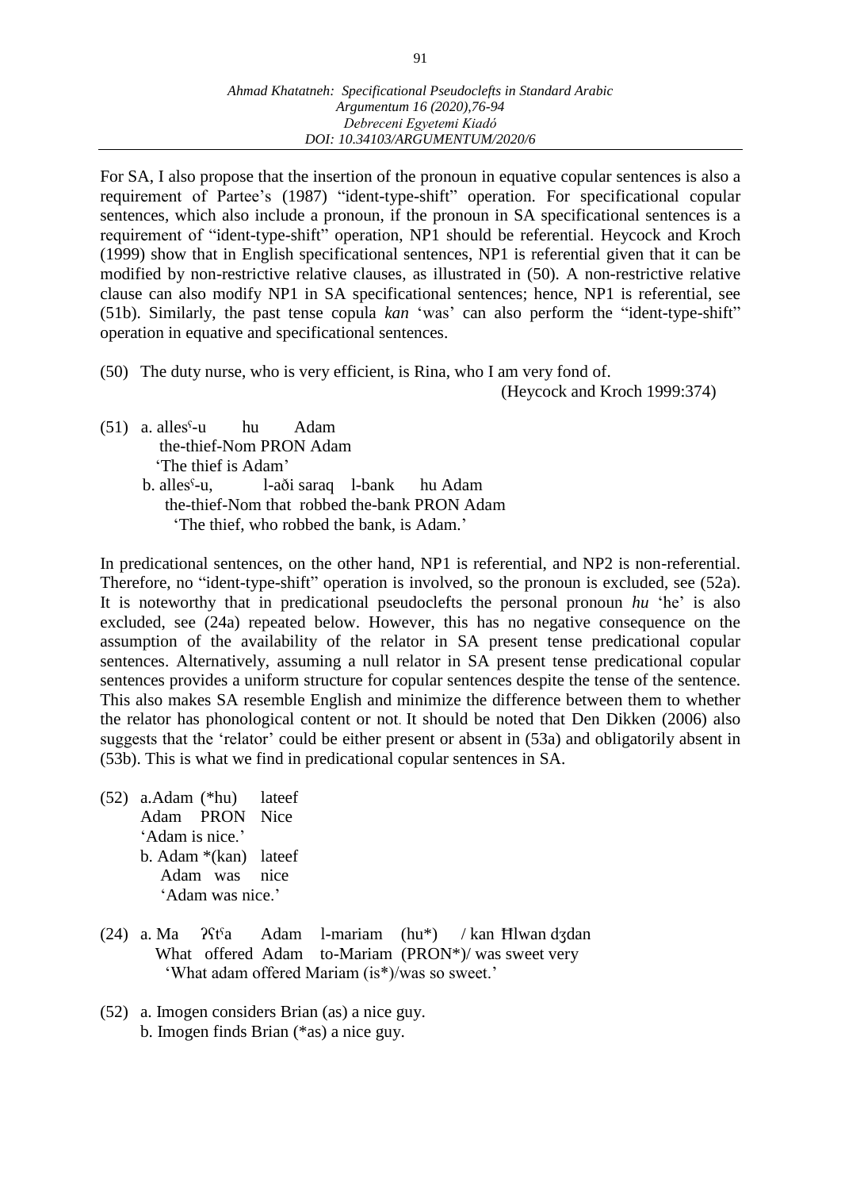For SA, I also propose that the insertion of the pronoun in equative copular sentences is also a requirement of Partee's (1987) "ident-type-shift" operation. For specificational copular sentences, which also include a pronoun, if the pronoun in SA specificational sentences is a requirement of "ident-type-shift" operation, NP1 should be referential. Heycock and Kroch (1999) show that in English specificational sentences, NP1 is referential given that it can be modified by non-restrictive relative clauses, as illustrated in (50). A non-restrictive relative clause can also modify NP1 in SA specificational sentences; hence, NP1 is referential, see (51b). Similarly, the past tense copula *kan* 'was' can also perform the "ident-type-shift" operation in equative and specificational sentences.

(50) The duty nurse, who is very efficient, is Rina, who I am very fond of.
(Heycock and Kroch 1999:374)

(51) a. allesˤ-u hu Adam
the-thief-Nom PRON Adam
'The thief is Adam'
b. allesˤ-u, l-aði saraq l-bank hu Adam
the-thief-Nom that robbed the-bank PRON Adam
'The thief, who robbed the bank, is Adam.'

In predicational sentences, on the other hand, NP1 is referential, and NP2 is non-referential. Therefore, no "ident-type-shift" operation is involved, so the pronoun is excluded, see (52a). It is noteworthy that in predicational pseudoclefts the personal pronoun *hu* 'he' is also excluded, see (24a) repeated below. However, this has no negative consequence on the assumption of the availability of the relator in SA present tense predicational copular sentences. Alternatively, assuming a null relator in SA present tense predicational copular sentences provides a uniform structure for copular sentences despite the tense of the sentence. This also makes SA resemble English and minimize the difference between them to whether the relator has phonological content or not. It should be noted that Den Dikken (2006) also suggests that the 'relator' could be either present or absent in (53a) and obligatorily absent in (53b). This is what we find in predicational copular sentences in SA.

(52) a. Adam (*hu) lateef
Adam PRON Nice
'Adam is nice.'
b. Adam *(kan) lateef
Adam was nice
'Adam was nice.'

(24) a. Ma ʔʕtˤa Adam l-mariam (hu*) / kan Ħlwan dʒdan
What offered Adam to-Mariam (PRON*)/ was sweet very
'What adam offered Mariam (is*)/was so sweet.'

(52) a. Imogen considers Brian (as) a nice guy.
b. Imogen finds Brian (*as) a nice guy.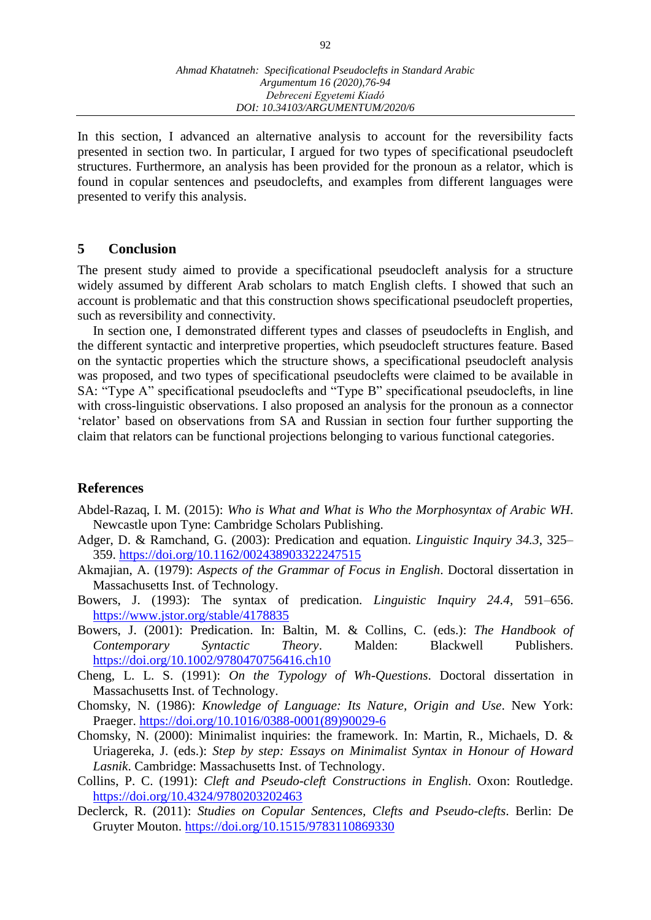In this section, I advanced an alternative analysis to account for the reversibility facts presented in section two. In particular, I argued for two types of specificational pseudocleft structures. Furthermore, an analysis has been provided for the pronoun as a relator, which is found in copular sentences and pseudoclefts, and examples from different languages were presented to verify this analysis.

## 5 Conclusion

The present study aimed to provide a specificational pseudocleft analysis for a structure widely assumed by different Arab scholars to match English clefts. I showed that such an account is problematic and that this construction shows specificational pseudocleft properties, such as reversibility and connectivity.

In section one, I demonstrated different types and classes of pseudoclefts in English, and the different syntactic and interpretive properties, which pseudocleft structures feature. Based on the syntactic properties which the structure shows, a specificational pseudocleft analysis was proposed, and two types of specificational pseudoclefts were claimed to be available in SA: "Type A" specificational pseudoclefts and "Type B" specificational pseudoclefts, in line with cross-linguistic observations. I also proposed an analysis for the pronoun as a connector 'relator' based on observations from SA and Russian in section four further supporting the claim that relators can be functional projections belonging to various functional categories.

## References

Abdel-Razaq, I. M. (2015): *Who is What and What is Who the Morphosyntax of Arabic WH*. Newcastle upon Tyne: Cambridge Scholars Publishing.

Adger, D. & Ramchand, G. (2003): Predication and equation. *Linguistic Inquiry 34.3*, 325–359. https://doi.org/10.1162/002438903322247515

Akmajian, A. (1979): *Aspects of the Grammar of Focus in English*. Doctoral dissertation in Massachusetts Inst. of Technology.

Bowers, J. (1993): The syntax of predication. *Linguistic Inquiry 24.4*, 591–656. https://www.jstor.org/stable/4178835

Bowers, J. (2001): Predication. In: Baltin, M. & Collins, C. (eds.): *The Handbook of Contemporary Syntactic Theory*. Malden: Blackwell Publishers. https://doi.org/10.1002/9780470756416.ch10

Cheng, L. L. S. (1991): *On the Typology of Wh-Questions*. Doctoral dissertation in Massachusetts Inst. of Technology.

Chomsky, N. (1986): *Knowledge of Language: Its Nature, Origin and Use*. New York: Praeger. https://doi.org/10.1016/0388-0001(89)90029-6

Chomsky, N. (2000): Minimalist inquiries: the framework. In: Martin, R., Michaels, D. & Uriagereka, J. (eds.): *Step by step: Essays on Minimalist Syntax in Honour of Howard Lasnik*. Cambridge: Massachusetts Inst. of Technology.

Collins, P. C. (1991): *Cleft and Pseudo-cleft Constructions in English*. Oxon: Routledge. https://doi.org/10.4324/9780203202463

Declerck, R. (2011): *Studies on Copular Sentences, Clefts and Pseudo-clefts*. Berlin: De Gruyter Mouton. https://doi.org/10.1515/9783110869330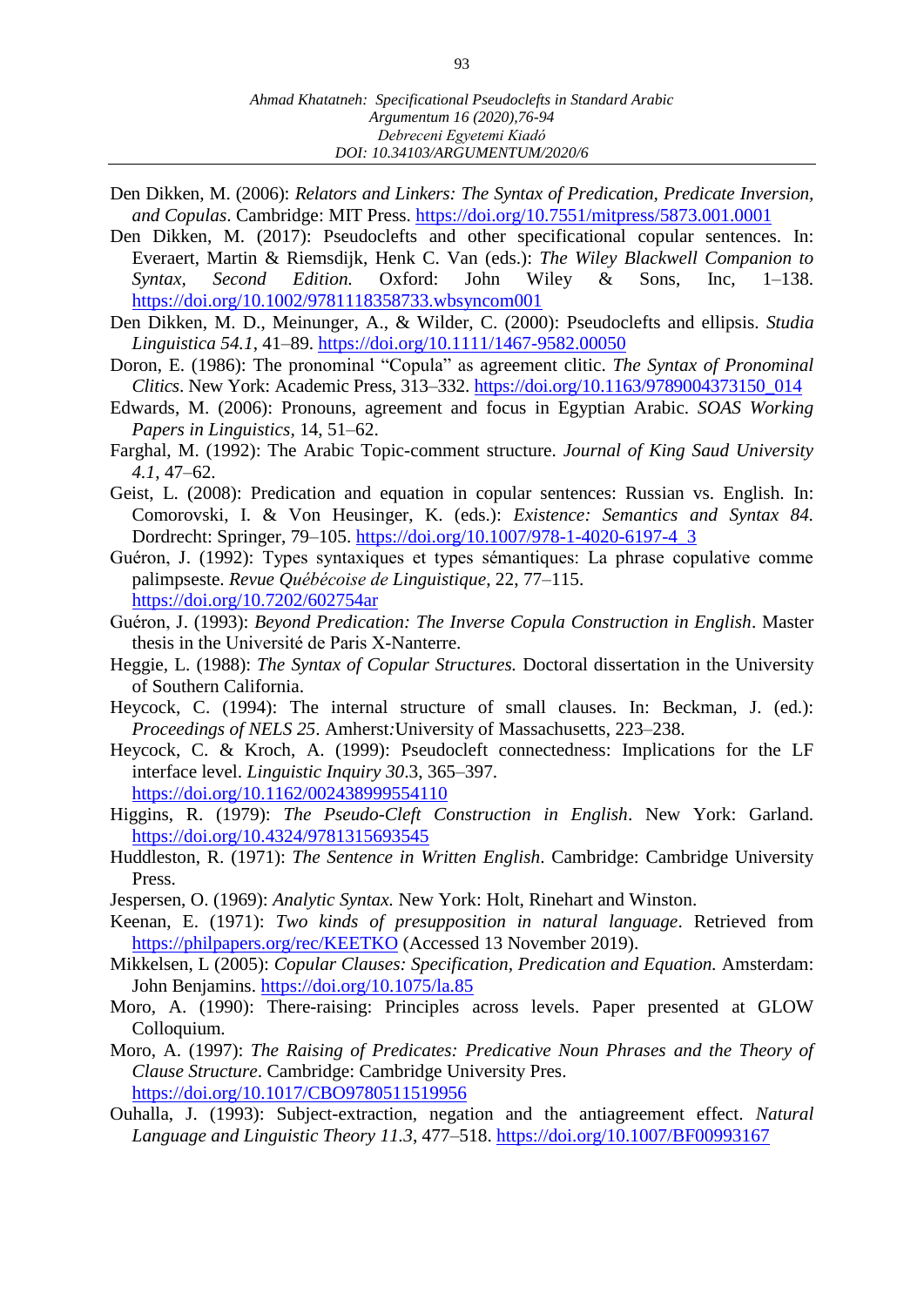Den Dikken, M. (2006): *Relators and Linkers: The Syntax of Predication, Predicate Inversion, and Copulas*. Cambridge: MIT Press. https://doi.org/10.7551/mitpress/5873.001.0001

Den Dikken, M. (2017): Pseudoclefts and other specificational copular sentences. In: Everaert, Martin & Riemsdijk, Henk C. Van (eds.): *The Wiley Blackwell Companion to Syntax, Second Edition.* Oxford: John Wiley & Sons, Inc, 1–138. https://doi.org/10.1002/9781118358733.wbsyncom001

Den Dikken, M. D., Meinunger, A., & Wilder, C. (2000): Pseudoclefts and ellipsis. *Studia Linguistica 54.1*, 41–89. https://doi.org/10.1111/1467-9582.00050

Doron, E. (1986): The pronominal "Copula" as agreement clitic. *The Syntax of Pronominal Clitics*. New York: Academic Press, 313–332. https://doi.org/10.1163/9789004373150_014

Edwards, M. (2006): Pronouns, agreement and focus in Egyptian Arabic. *SOAS Working Papers in Linguistics*, 14, 51–62.

Farghal, M. (1992): The Arabic Topic-comment structure. *Journal of King Saud University 4.1*, 47–62.

Geist, L. (2008): Predication and equation in copular sentences: Russian vs. English. In: Comorovski, I. & Von Heusinger, K. (eds.): *Existence: Semantics and Syntax 84.* Dordrecht: Springer, 79–105. https://doi.org/10.1007/978-1-4020-6197-4_3

Guéron, J. (1992): Types syntaxiques et types sémantiques: La phrase copulative comme palimpseste. *Revue Québécoise de Linguistique*, 22, 77–115. https://doi.org/10.7202/602754ar

Guéron, J. (1993): *Beyond Predication: The Inverse Copula Construction in English*. Master thesis in the Université de Paris X-Nanterre.

Heggie, L. (1988): *The Syntax of Copular Structures.* Doctoral dissertation in the University of Southern California.

Heycock, C. (1994): The internal structure of small clauses. In: Beckman, J. (ed.): *Proceedings of NELS 25*. Amherst:University of Massachusetts, 223–238.

Heycock, C. & Kroch, A. (1999): Pseudocleft connectedness: Implications for the LF interface level. *Linguistic Inquiry 30*.3, 365–397. https://doi.org/10.1162/002438999554110

Higgins, R. (1979): *The Pseudo-Cleft Construction in English*. New York: Garland. https://doi.org/10.4324/9781315693545

Huddleston, R. (1971): *The Sentence in Written English*. Cambridge: Cambridge University Press.

Jespersen, O. (1969): *Analytic Syntax.* New York: Holt, Rinehart and Winston.

Keenan, E. (1971): *Two kinds of presupposition in natural language*. Retrieved from https://philpapers.org/rec/KEETKO (Accessed 13 November 2019).

Mikkelsen, L (2005): *Copular Clauses: Specification, Predication and Equation.* Amsterdam: John Benjamins. https://doi.org/10.1075/la.85

Moro, A. (1990): There-raising: Principles across levels. Paper presented at GLOW Colloquium.

Moro, A. (1997): *The Raising of Predicates: Predicative Noun Phrases and the Theory of Clause Structure*. Cambridge: Cambridge University Pres. https://doi.org/10.1017/CBO9780511519956

Ouhalla, J. (1993): Subject-extraction, negation and the antiagreement effect. *Natural Language and Linguistic Theory 11.3*, 477–518. https://doi.org/10.1007/BF00993167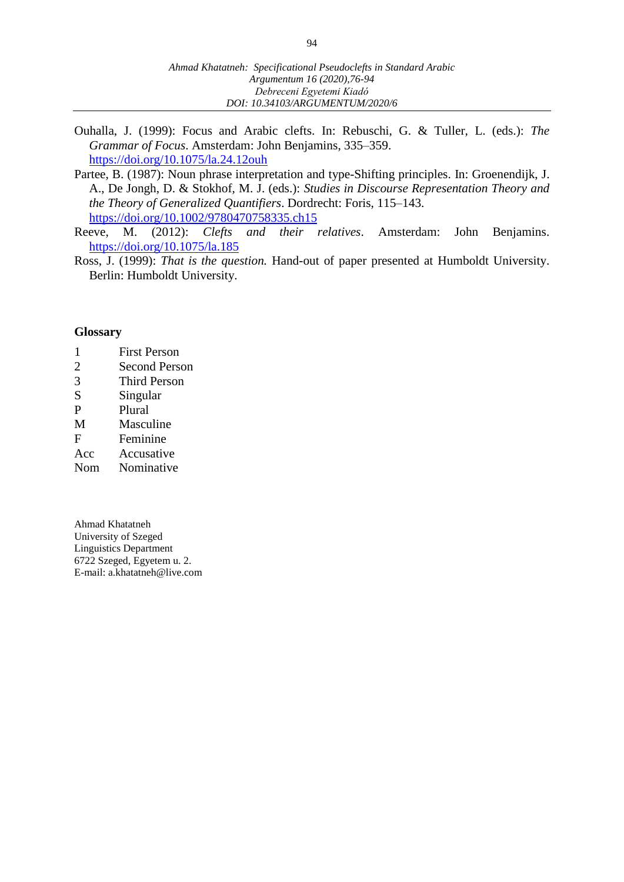Ouhalla, J. (1999): Focus and Arabic clefts. In: Rebuschi, G. & Tuller, L. (eds.): *The Grammar of Focus*. Amsterdam: John Benjamins, 335–359. https://doi.org/10.1075/la.24.12ouh

Partee, B. (1987): Noun phrase interpretation and type-Shifting principles. In: Groenendijk, J. A., De Jongh, D. & Stokhof, M. J. (eds.): *Studies in Discourse Representation Theory and the Theory of Generalized Quantifiers*. Dordrecht: Foris, 115–143. https://doi.org/10.1002/9780470758335.ch15

Reeve, M. (2012): *Clefts and their relatives*. Amsterdam: John Benjamins. https://doi.org/10.1075/la.185

Ross, J. (1999): *That is the question.* Hand-out of paper presented at Humboldt University. Berlin: Humboldt University.

## Glossary

| | |
|---|---|
| 1 | First Person |
| 2 | Second Person |
| 3 | Third Person |
| S | Singular |
| P | Plural |
| M | Masculine |
| F | Feminine |
| Acc | Accusative |
| Nom | Nominative |

Ahmad Khatatneh
University of Szeged
Linguistics Department
6722 Szeged, Egyetem u. 2.
E-mail: a.khatatneh@live.com